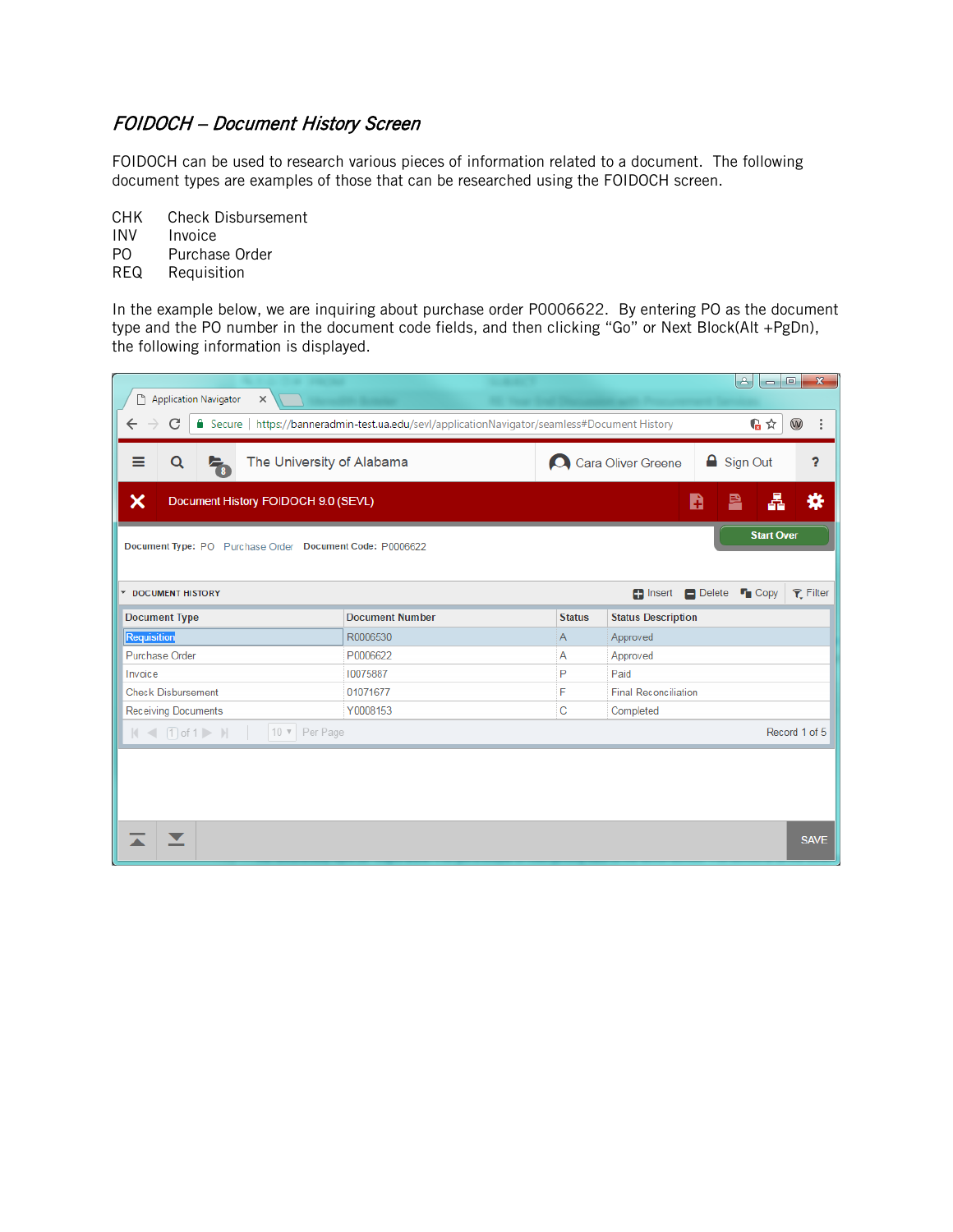## *FOIDOCH – Document History Screen*

FOIDOCH can be used to research various pieces of information related to a document. The following document types are examples of those that can be researched using the FOIDOCH screen.

CHK Check Disbursement
INV Invoice
PO Purchase Order
REQ Requisition

In the example below, we are inquiring about purchase order P0006622. By entering PO as the document type and the PO number in the document code fields, and then clicking "Go" or Next Block(Alt +PgDn), the following information is displayed.

Document History FOIDOCH 9.0 (SEVL)

**Document Type:** PO Purchase Order **Document Code:** P0006622

DOCUMENT HISTORY

| Document Type | Document Number | Status | Status Description |
|---|---|---|---|
| Requisition | R0006530 | A | Approved |
| Purchase Order | P0006622 | A | Approved |
| Invoice | I0075887 | P | Paid |
| Check Disbursement | 01071677 | F | Final Reconciliation |
| Receiving Documents | Y0008153 | C | Completed |

Record 1 of 5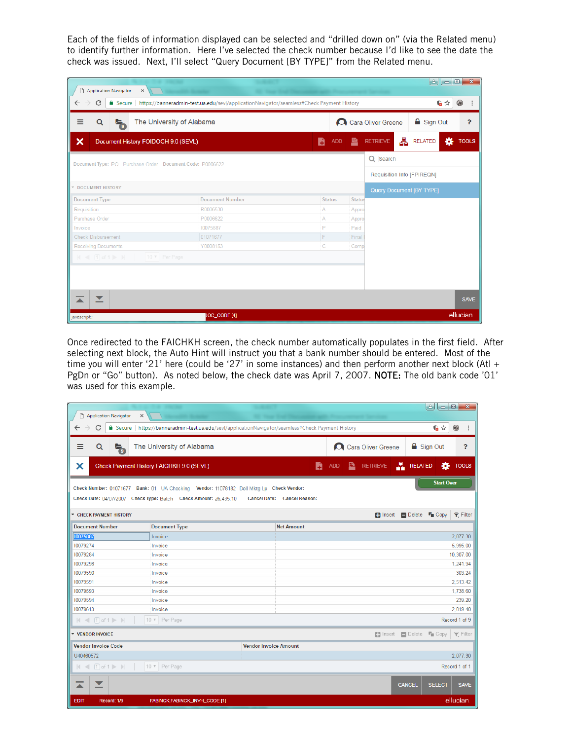Each of the fields of information displayed can be selected and "drilled down on" (via the Related menu) to identify further information. Here I've selected the check number because I'd like to see the date the check was issued. Next, I'll select "Query Document [BY TYPE]" from the Related menu.

Application Navigator

https://banneradmin-test.ua.edu/sevl/applicationNavigator/seamless#Check Payment History

The University of Alabama | Cara Oliver Greene | Sign Out

Document History FOIDOCH 9.0 (SEVL) | ADD | RETRIEVE | RELATED | TOOLS

Document Type: PO Purchase Order Document Code: P0006622

DOCUMENT HISTORY

| Document Type | Document Number | Status | Status |
|---|---|---|---|
| Requisition | R0006530 | A | Appro |
| Purchase Order | P0006622 | A | Appro |
| Invoice | I0075887 | P | Paid |
| Check Disbursement | 01071677 | F | Final |
| Receiving Documents | Y0008153 | C | Comp |

Search

Requisition Info [FPIREQN]

Query Document [BY TYPE]

SAVE

DOC_CODE [4]

Once redirected to the FAICHKH screen, the check number automatically populates in the first field. After selecting next block, the Auto Hint will instruct you that a bank number should be entered. Most of the time you will enter '21' here (could be '27' in some instances) and then perform another next block (Alt + PgDn or "Go" button). As noted below, the check date was April 7, 2007. **NOTE:** The old bank code '01' was used for this example.

Application Navigator

https://banneradmin-test.ua.edu/sevl/applicationNavigator/seamless#Check Payment History

The University of Alabama | Cara Oliver Greene | Sign Out

Check Payment History FAICHKH 9.0 (SEVL) | ADD | RETRIEVE | RELATED | TOOLS

Start Over

Check Number: 01071677 Bank: 01 UA Checking Vendor: 11078182 Dell Mktg Lp Check Vendor:

Check Date: 04/07/2007 Check Type: Batch Check Amount: 26,435.10 Cancel Date: Cancel Reason:

CHECK PAYMENT HISTORY

| Document Number | Document Type | Net Amount |
|---|---|---|
| I0075887 | Invoice | 2,077.30 |
| I0079274 | Invoice | 5,995.00 |
| I0079284 | Invoice | 10,307.00 |
| I0079298 | Invoice | 1,241.94 |
| I0079590 | Invoice | 303.24 |
| I0079591 | Invoice | 2,513.42 |
| I0079593 | Invoice | 1,738.60 |
| I0079594 | Invoice | 239.20 |
| I0079613 | Invoice | 2,019.40 |

Record 1 of 9

VENDOR INVOICE

| Vendor Invoice Code | Vendor Invoice Amount |
|---|---|
| U40460572 | 2,077.30 |

Record 1 of 1

CANCEL | SELECT | SAVE

EDIT Record: 1/9 FABINCK.FABINCK_INVH_CODE [1]